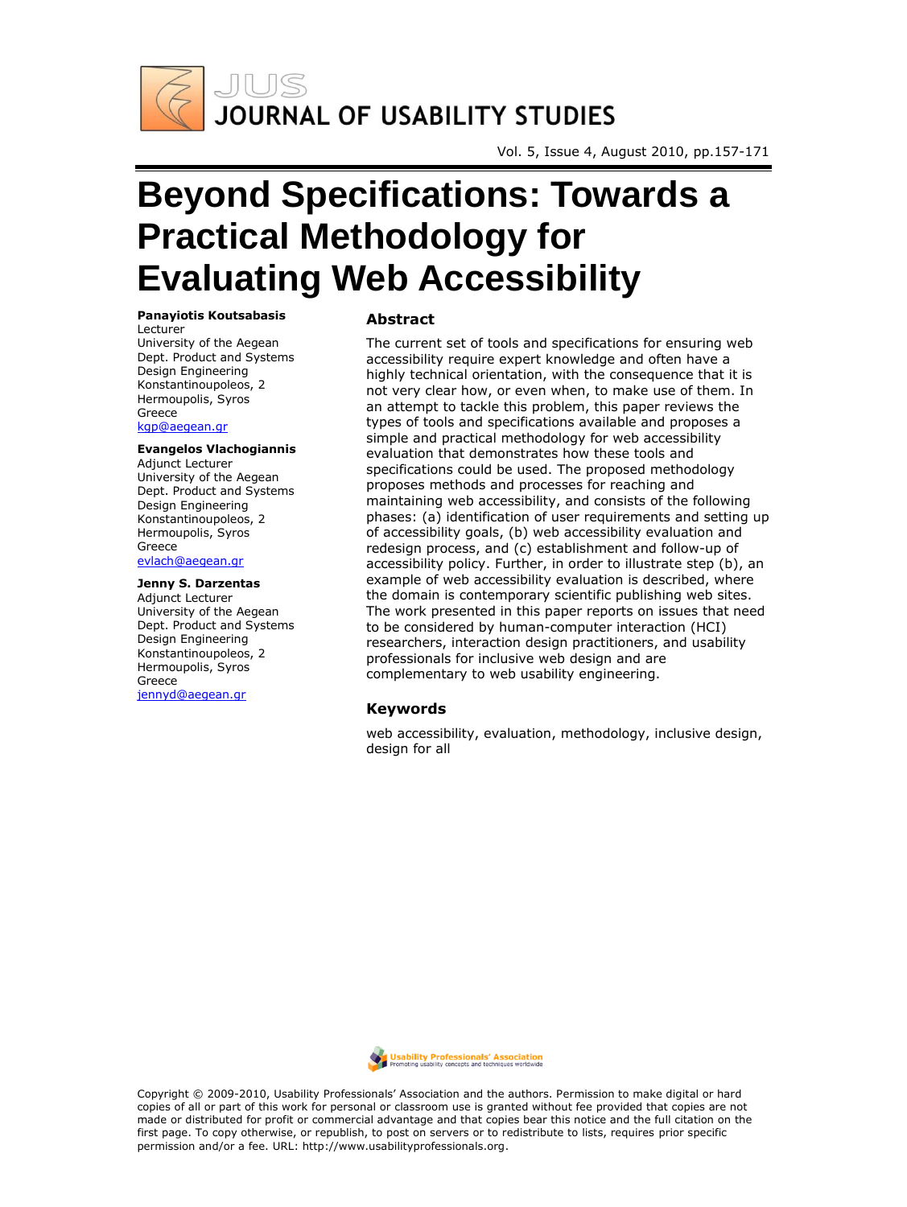# Beyond Specifications: Towards a Practical Methodology for Evaluating Web Accessibility

**Panayiotis Koutsabasis**
Lecturer
University of the Aegean
Dept. Product and Systems Design Engineering
Konstantinoupoleos, 2
Hermoupolis, Syros
Greece
kgp@aegean.gr

**Evangelos Vlachogiannis**
Adjunct Lecturer
University of the Aegean
Dept. Product and Systems Design Engineering
Konstantinoupoleos, 2
Hermoupolis, Syros
Greece
evlach@aegean.gr

**Jenny S. Darzentas**
Adjunct Lecturer
University of the Aegean
Dept. Product and Systems Design Engineering
Konstantinoupoleos, 2
Hermoupolis, Syros
Greece
jennyd@aegean.gr

## Abstract

The current set of tools and specifications for ensuring web accessibility require expert knowledge and often have a highly technical orientation, with the consequence that it is not very clear how, or even when, to make use of them. In an attempt to tackle this problem, this paper reviews the types of tools and specifications available and proposes a simple and practical methodology for web accessibility evaluation that demonstrates how these tools and specifications could be used. The proposed methodology proposes methods and processes for reaching and maintaining web accessibility, and consists of the following phases: (a) identification of user requirements and setting up of accessibility goals, (b) web accessibility evaluation and redesign process, and (c) establishment and follow-up of accessibility policy. Further, in order to illustrate step (b), an example of web accessibility evaluation is described, where the domain is contemporary scientific publishing web sites. The work presented in this paper reports on issues that need to be considered by human-computer interaction (HCI) researchers, interaction design practitioners, and usability professionals for inclusive web design and are complementary to web usability engineering.

## Keywords

web accessibility, evaluation, methodology, inclusive design, design for all

Copyright © 2009-2010, Usability Professionals' Association and the authors. Permission to make digital or hard copies of all or part of this work for personal or classroom use is granted without fee provided that copies are not made or distributed for profit or commercial advantage and that copies bear this notice and the full citation on the first page. To copy otherwise, or republish, to post on servers or to redistribute to lists, requires prior specific permission and/or a fee. URL: http://www.usabilityprofessionals.org.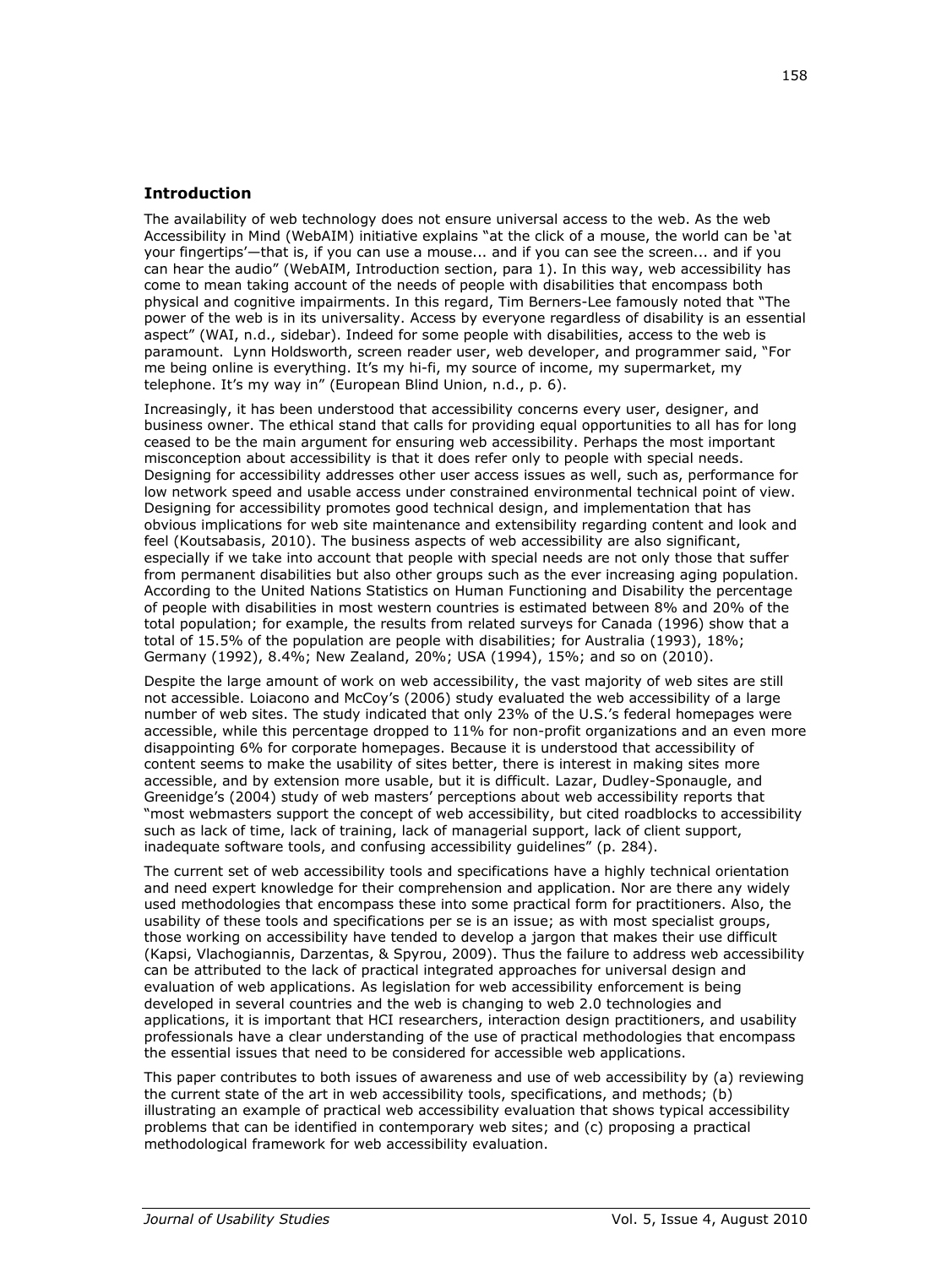## Introduction

The availability of web technology does not ensure universal access to the web. As the web Accessibility in Mind (WebAIM) initiative explains "at the click of a mouse, the world can be 'at your fingertips'—that is, if you can use a mouse... and if you can see the screen... and if you can hear the audio" (WebAIM, Introduction section, para 1). In this way, web accessibility has come to mean taking account of the needs of people with disabilities that encompass both physical and cognitive impairments. In this regard, Tim Berners-Lee famously noted that "The power of the web is in its universality. Access by everyone regardless of disability is an essential aspect" (WAI, n.d., sidebar). Indeed for some people with disabilities, access to the web is paramount. Lynn Holdsworth, screen reader user, web developer, and programmer said, "For me being online is everything. It's my hi-fi, my source of income, my supermarket, my telephone. It's my way in" (European Blind Union, n.d., p. 6).

Increasingly, it has been understood that accessibility concerns every user, designer, and business owner. The ethical stand that calls for providing equal opportunities to all has for long ceased to be the main argument for ensuring web accessibility. Perhaps the most important misconception about accessibility is that it does refer only to people with special needs. Designing for accessibility addresses other user access issues as well, such as, performance for low network speed and usable access under constrained environmental technical point of view. Designing for accessibility promotes good technical design, and implementation that has obvious implications for web site maintenance and extensibility regarding content and look and feel (Koutsabasis, 2010). The business aspects of web accessibility are also significant, especially if we take into account that people with special needs are not only those that suffer from permanent disabilities but also other groups such as the ever increasing aging population. According to the United Nations Statistics on Human Functioning and Disability the percentage of people with disabilities in most western countries is estimated between 8% and 20% of the total population; for example, the results from related surveys for Canada (1996) show that a total of 15.5% of the population are people with disabilities; for Australia (1993), 18%; Germany (1992), 8.4%; New Zealand, 20%; USA (1994), 15%; and so on (2010).

Despite the large amount of work on web accessibility, the vast majority of web sites are still not accessible. Loiacono and McCoy's (2006) study evaluated the web accessibility of a large number of web sites. The study indicated that only 23% of the U.S.'s federal homepages were accessible, while this percentage dropped to 11% for non-profit organizations and an even more disappointing 6% for corporate homepages. Because it is understood that accessibility of content seems to make the usability of sites better, there is interest in making sites more accessible, and by extension more usable, but it is difficult. Lazar, Dudley-Sponaugle, and Greenidge's (2004) study of web masters' perceptions about web accessibility reports that "most webmasters support the concept of web accessibility, but cited roadblocks to accessibility such as lack of time, lack of training, lack of managerial support, lack of client support, inadequate software tools, and confusing accessibility guidelines" (p. 284).

The current set of web accessibility tools and specifications have a highly technical orientation and need expert knowledge for their comprehension and application. Nor are there any widely used methodologies that encompass these into some practical form for practitioners. Also, the usability of these tools and specifications per se is an issue; as with most specialist groups, those working on accessibility have tended to develop a jargon that makes their use difficult (Kapsi, Vlachogiannis, Darzentas, & Spyrou, 2009). Thus the failure to address web accessibility can be attributed to the lack of practical integrated approaches for universal design and evaluation of web applications. As legislation for web accessibility enforcement is being developed in several countries and the web is changing to web 2.0 technologies and applications, it is important that HCI researchers, interaction design practitioners, and usability professionals have a clear understanding of the use of practical methodologies that encompass the essential issues that need to be considered for accessible web applications.

This paper contributes to both issues of awareness and use of web accessibility by (a) reviewing the current state of the art in web accessibility tools, specifications, and methods; (b) illustrating an example of practical web accessibility evaluation that shows typical accessibility problems that can be identified in contemporary web sites; and (c) proposing a practical methodological framework for web accessibility evaluation.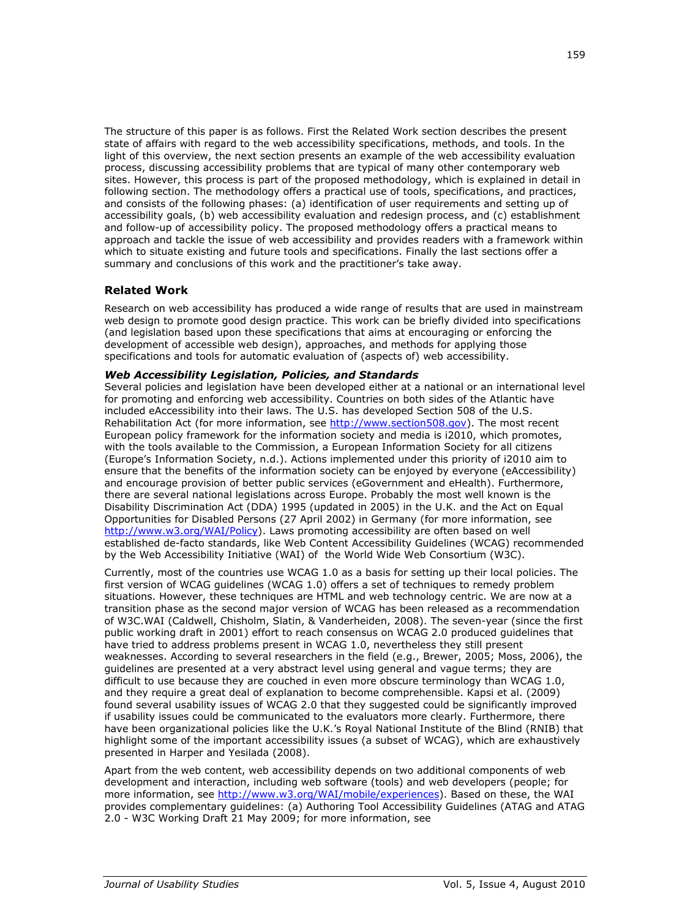The structure of this paper is as follows. First the Related Work section describes the present state of affairs with regard to the web accessibility specifications, methods, and tools. In the light of this overview, the next section presents an example of the web accessibility evaluation process, discussing accessibility problems that are typical of many other contemporary web sites. However, this process is part of the proposed methodology, which is explained in detail in following section. The methodology offers a practical use of tools, specifications, and practices, and consists of the following phases: (a) identification of user requirements and setting up of accessibility goals, (b) web accessibility evaluation and redesign process, and (c) establishment and follow-up of accessibility policy. The proposed methodology offers a practical means to approach and tackle the issue of web accessibility and provides readers with a framework within which to situate existing and future tools and specifications. Finally the last sections offer a summary and conclusions of this work and the practitioner's take away.

## Related Work

Research on web accessibility has produced a wide range of results that are used in mainstream web design to promote good design practice. This work can be briefly divided into specifications (and legislation based upon these specifications that aims at encouraging or enforcing the development of accessible web design), approaches, and methods for applying those specifications and tools for automatic evaluation of (aspects of) web accessibility.

### *Web Accessibility Legislation, Policies, and Standards*

Several policies and legislation have been developed either at a national or an international level for promoting and enforcing web accessibility. Countries on both sides of the Atlantic have included eAccessibility into their laws. The U.S. has developed Section 508 of the U.S. Rehabilitation Act (for more information, see http://www.section508.gov). The most recent European policy framework for the information society and media is i2010, which promotes, with the tools available to the Commission, a European Information Society for all citizens (Europe's Information Society, n.d.). Actions implemented under this priority of i2010 aim to ensure that the benefits of the information society can be enjoyed by everyone (eAccessibility) and encourage provision of better public services (eGovernment and eHealth). Furthermore, there are several national legislations across Europe. Probably the most well known is the Disability Discrimination Act (DDA) 1995 (updated in 2005) in the U.K. and the Act on Equal Opportunities for Disabled Persons (27 April 2002) in Germany (for more information, see http://www.w3.org/WAI/Policy). Laws promoting accessibility are often based on well established de-facto standards, like Web Content Accessibility Guidelines (WCAG) recommended by the Web Accessibility Initiative (WAI) of the World Wide Web Consortium (W3C).

Currently, most of the countries use WCAG 1.0 as a basis for setting up their local policies. The first version of WCAG guidelines (WCAG 1.0) offers a set of techniques to remedy problem situations. However, these techniques are HTML and web technology centric. We are now at a transition phase as the second major version of WCAG has been released as a recommendation of W3C.WAI (Caldwell, Chisholm, Slatin, & Vanderheiden, 2008). The seven-year (since the first public working draft in 2001) effort to reach consensus on WCAG 2.0 produced guidelines that have tried to address problems present in WCAG 1.0, nevertheless they still present weaknesses. According to several researchers in the field (e.g., Brewer, 2005; Moss, 2006), the guidelines are presented at a very abstract level using general and vague terms; they are difficult to use because they are couched in even more obscure terminology than WCAG 1.0, and they require a great deal of explanation to become comprehensible. Kapsi et al. (2009) found several usability issues of WCAG 2.0 that they suggested could be significantly improved if usability issues could be communicated to the evaluators more clearly. Furthermore, there have been organizational policies like the U.K.'s Royal National Institute of the Blind (RNIB) that highlight some of the important accessibility issues (a subset of WCAG), which are exhaustively presented in Harper and Yesilada (2008).

Apart from the web content, web accessibility depends on two additional components of web development and interaction, including web software (tools) and web developers (people; for more information, see http://www.w3.org/WAI/mobile/experiences). Based on these, the WAI provides complementary guidelines: (a) Authoring Tool Accessibility Guidelines (ATAG and ATAG 2.0 - W3C Working Draft 21 May 2009; for more information, see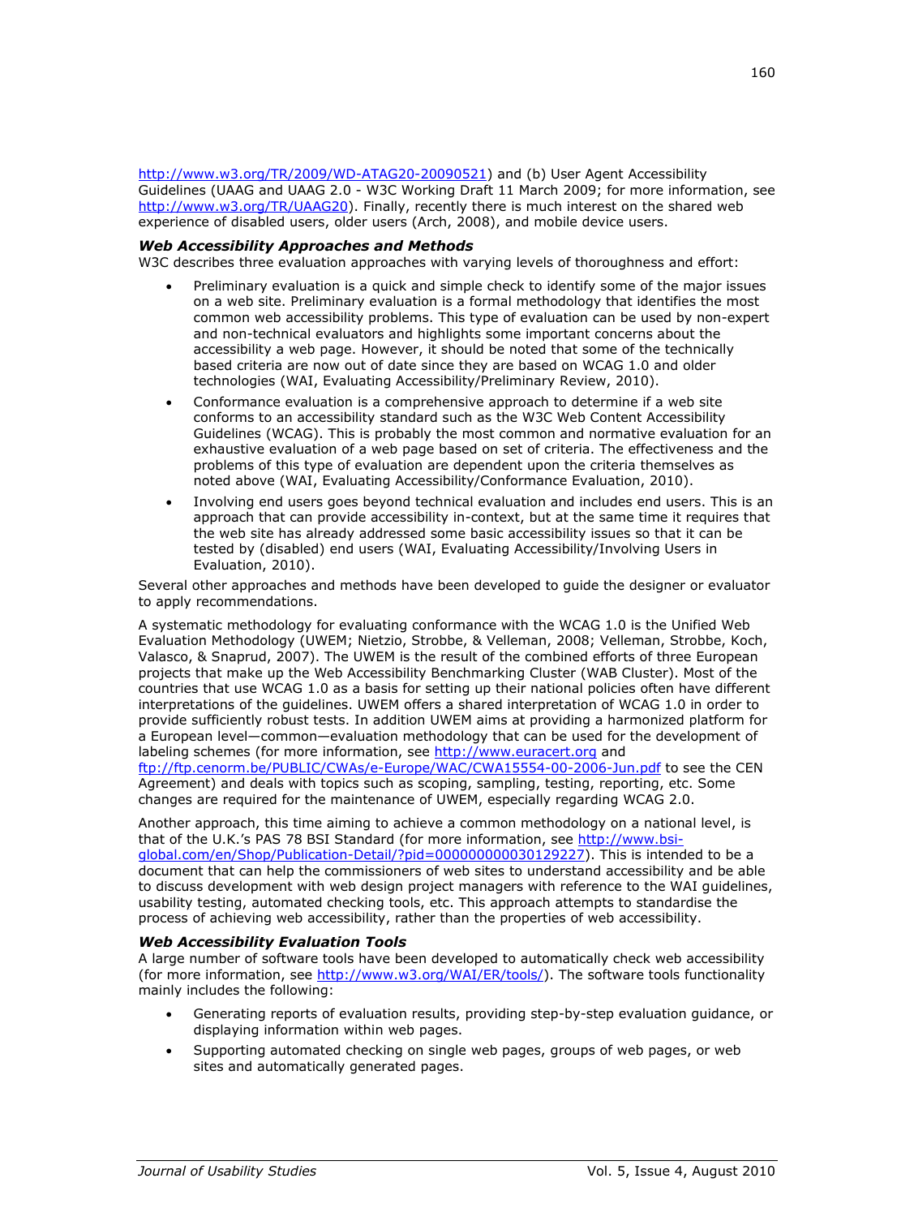http://www.w3.org/TR/2009/WD-ATAG20-20090521) and (b) User Agent Accessibility Guidelines (UAAG and UAAG 2.0 - W3C Working Draft 11 March 2009; for more information, see http://www.w3.org/TR/UAAG20). Finally, recently there is much interest on the shared web experience of disabled users, older users (Arch, 2008), and mobile device users.

### *Web Accessibility Approaches and Methods*

W3C describes three evaluation approaches with varying levels of thoroughness and effort:

- Preliminary evaluation is a quick and simple check to identify some of the major issues on a web site. Preliminary evaluation is a formal methodology that identifies the most common web accessibility problems. This type of evaluation can be used by non-expert and non-technical evaluators and highlights some important concerns about the accessibility a web page. However, it should be noted that some of the technically based criteria are now out of date since they are based on WCAG 1.0 and older technologies (WAI, Evaluating Accessibility/Preliminary Review, 2010).
- Conformance evaluation is a comprehensive approach to determine if a web site conforms to an accessibility standard such as the W3C Web Content Accessibility Guidelines (WCAG). This is probably the most common and normative evaluation for an exhaustive evaluation of a web page based on set of criteria. The effectiveness and the problems of this type of evaluation are dependent upon the criteria themselves as noted above (WAI, Evaluating Accessibility/Conformance Evaluation, 2010).
- Involving end users goes beyond technical evaluation and includes end users. This is an approach that can provide accessibility in-context, but at the same time it requires that the web site has already addressed some basic accessibility issues so that it can be tested by (disabled) end users (WAI, Evaluating Accessibility/Involving Users in Evaluation, 2010).

Several other approaches and methods have been developed to guide the designer or evaluator to apply recommendations.

A systematic methodology for evaluating conformance with the WCAG 1.0 is the Unified Web Evaluation Methodology (UWEM; Nietzio, Strobbe, & Velleman, 2008; Velleman, Strobbe, Koch, Valasco, & Snaprud, 2007). The UWEM is the result of the combined efforts of three European projects that make up the Web Accessibility Benchmarking Cluster (WAB Cluster). Most of the countries that use WCAG 1.0 as a basis for setting up their national policies often have different interpretations of the guidelines. UWEM offers a shared interpretation of WCAG 1.0 in order to provide sufficiently robust tests. In addition UWEM aims at providing a harmonized platform for a European level—common—evaluation methodology that can be used for the development of labeling schemes (for more information, see http://www.euracert.org and ftp://ftp.cenorm.be/PUBLIC/CWAs/e-Europe/WAC/CWA15554-00-2006-Jun.pdf to see the CEN Agreement) and deals with topics such as scoping, sampling, testing, reporting, etc. Some changes are required for the maintenance of UWEM, especially regarding WCAG 2.0.

Another approach, this time aiming to achieve a common methodology on a national level, is that of the U.K.'s PAS 78 BSI Standard (for more information, see http://www.bsi-global.com/en/Shop/Publication-Detail/?pid=000000000030129227). This is intended to be a document that can help the commissioners of web sites to understand accessibility and be able to discuss development with web design project managers with reference to the WAI guidelines, usability testing, automated checking tools, etc. This approach attempts to standardise the process of achieving web accessibility, rather than the properties of web accessibility.

### *Web Accessibility Evaluation Tools*

A large number of software tools have been developed to automatically check web accessibility (for more information, see http://www.w3.org/WAI/ER/tools/). The software tools functionality mainly includes the following:

- Generating reports of evaluation results, providing step-by-step evaluation guidance, or displaying information within web pages.
- Supporting automated checking on single web pages, groups of web pages, or web sites and automatically generated pages.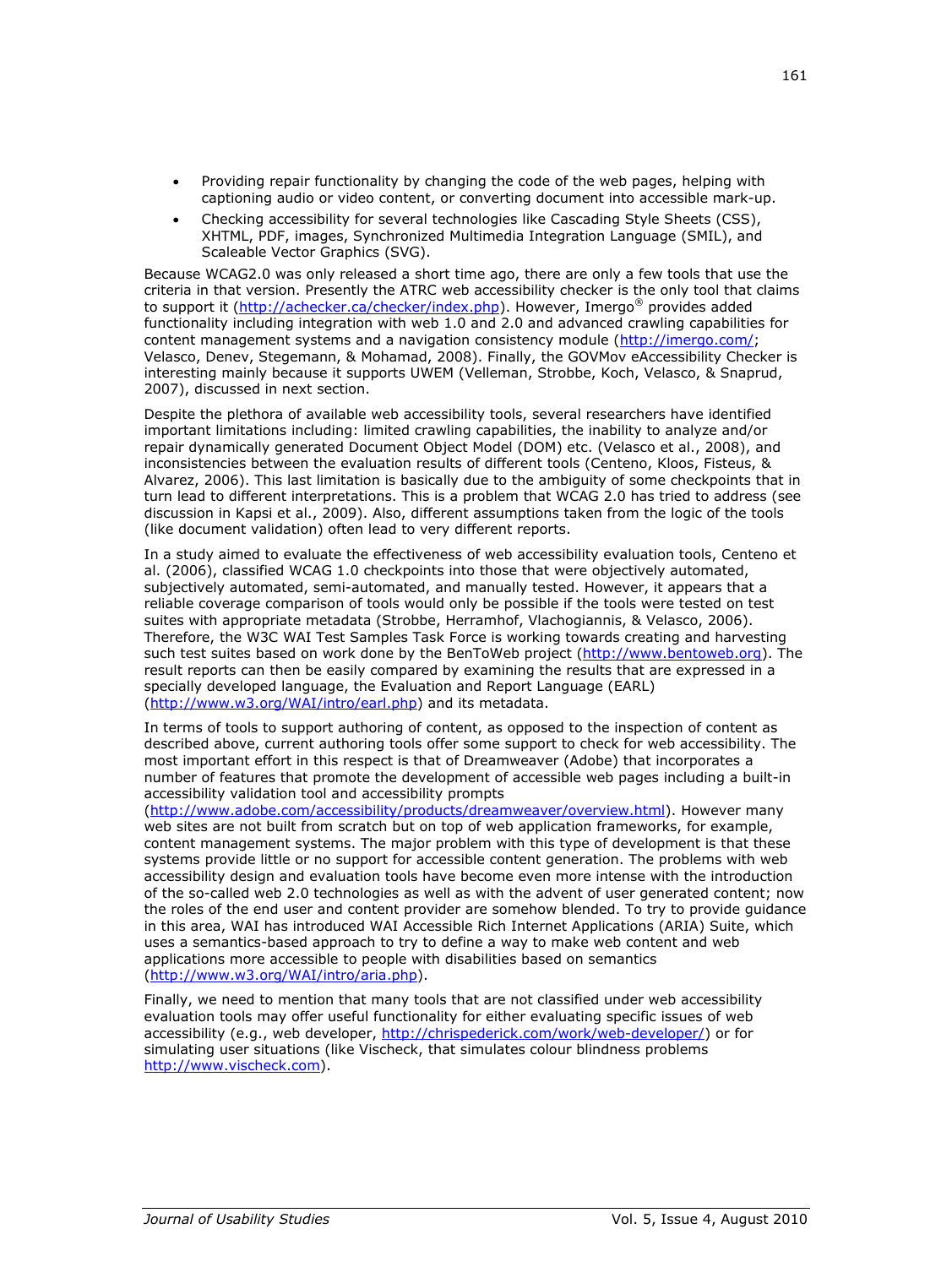- Providing repair functionality by changing the code of the web pages, helping with captioning audio or video content, or converting document into accessible mark-up.
- Checking accessibility for several technologies like Cascading Style Sheets (CSS), XHTML, PDF, images, Synchronized Multimedia Integration Language (SMIL), and Scaleable Vector Graphics (SVG).

Because WCAG2.0 was only released a short time ago, there are only a few tools that use the criteria in that version. Presently the ATRC web accessibility checker is the only tool that claims to support it (http://achecker.ca/checker/index.php). However, Imergo® provides added functionality including integration with web 1.0 and 2.0 and advanced crawling capabilities for content management systems and a navigation consistency module (http://imergo.com/; Velasco, Denev, Stegemann, & Mohamad, 2008). Finally, the GOVMov eAccessibility Checker is interesting mainly because it supports UWEM (Velleman, Strobbe, Koch, Velasco, & Snaprud, 2007), discussed in next section.

Despite the plethora of available web accessibility tools, several researchers have identified important limitations including: limited crawling capabilities, the inability to analyze and/or repair dynamically generated Document Object Model (DOM) etc. (Velasco et al., 2008), and inconsistencies between the evaluation results of different tools (Centeno, Kloos, Fisteus, & Alvarez, 2006). This last limitation is basically due to the ambiguity of some checkpoints that in turn lead to different interpretations. This is a problem that WCAG 2.0 has tried to address (see discussion in Kapsi et al., 2009). Also, different assumptions taken from the logic of the tools (like document validation) often lead to very different reports.

In a study aimed to evaluate the effectiveness of web accessibility evaluation tools, Centeno et al. (2006), classified WCAG 1.0 checkpoints into those that were objectively automated, subjectively automated, semi-automated, and manually tested. However, it appears that a reliable coverage comparison of tools would only be possible if the tools were tested on test suites with appropriate metadata (Strobbe, Herramhof, Vlachogiannis, & Velasco, 2006). Therefore, the W3C WAI Test Samples Task Force is working towards creating and harvesting such test suites based on work done by the BenToWeb project (http://www.bentoweb.org). The result reports can then be easily compared by examining the results that are expressed in a specially developed language, the Evaluation and Report Language (EARL) (http://www.w3.org/WAI/intro/earl.php) and its metadata.

In terms of tools to support authoring of content, as opposed to the inspection of content as described above, current authoring tools offer some support to check for web accessibility. The most important effort in this respect is that of Dreamweaver (Adobe) that incorporates a number of features that promote the development of accessible web pages including a built-in accessibility validation tool and accessibility prompts (http://www.adobe.com/accessibility/products/dreamweaver/overview.html). However many web sites are not built from scratch but on top of web application frameworks, for example, content management systems. The major problem with this type of development is that these systems provide little or no support for accessible content generation. The problems with web accessibility design and evaluation tools have become even more intense with the introduction of the so-called web 2.0 technologies as well as with the advent of user generated content; now the roles of the end user and content provider are somehow blended. To try to provide guidance in this area, WAI has introduced WAI Accessible Rich Internet Applications (ARIA) Suite, which uses a semantics-based approach to try to define a way to make web content and web applications more accessible to people with disabilities based on semantics (http://www.w3.org/WAI/intro/aria.php).

Finally, we need to mention that many tools that are not classified under web accessibility evaluation tools may offer useful functionality for either evaluating specific issues of web accessibility (e.g., web developer, http://chrispederick.com/work/web-developer/) or for simulating user situations (like Vischeck, that simulates colour blindness problems http://www.vischeck.com).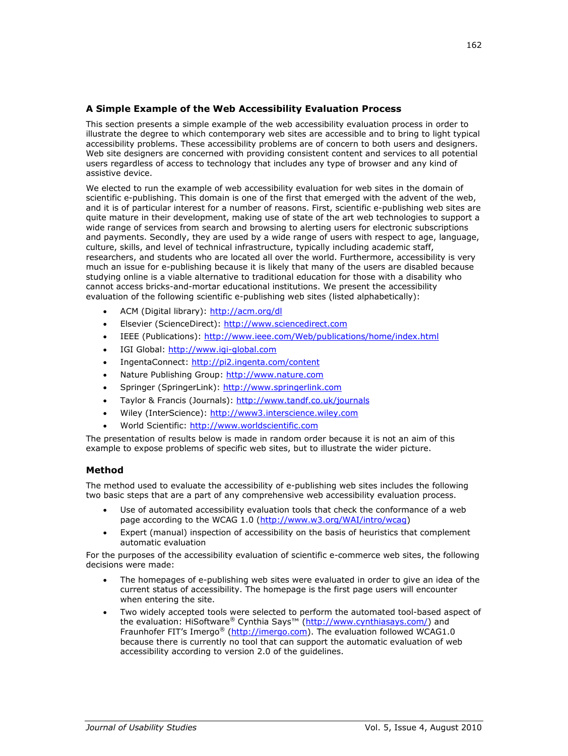### A Simple Example of the Web Accessibility Evaluation Process

This section presents a simple example of the web accessibility evaluation process in order to illustrate the degree to which contemporary web sites are accessible and to bring to light typical accessibility problems. These accessibility problems are of concern to both users and designers. Web site designers are concerned with providing consistent content and services to all potential users regardless of access to technology that includes any type of browser and any kind of assistive device.

We elected to run the example of web accessibility evaluation for web sites in the domain of scientific e-publishing. This domain is one of the first that emerged with the advent of the web, and it is of particular interest for a number of reasons. First, scientific e-publishing web sites are quite mature in their development, making use of state of the art web technologies to support a wide range of services from search and browsing to alerting users for electronic subscriptions and payments. Secondly, they are used by a wide range of users with respect to age, language, culture, skills, and level of technical infrastructure, typically including academic staff, researchers, and students who are located all over the world. Furthermore, accessibility is very much an issue for e-publishing because it is likely that many of the users are disabled because studying online is a viable alternative to traditional education for those with a disability who cannot access bricks-and-mortar educational institutions. We present the accessibility evaluation of the following scientific e-publishing web sites (listed alphabetically):

- ACM (Digital library): http://acm.org/dl
- Elsevier (ScienceDirect): http://www.sciencedirect.com
- IEEE (Publications): http://www.ieee.com/Web/publications/home/index.html
- IGI Global: http://www.igi-global.com
- IngentaConnect: http://pi2.ingenta.com/content
- Nature Publishing Group: http://www.nature.com
- Springer (SpringerLink): http://www.springerlink.com
- Taylor & Francis (Journals): http://www.tandf.co.uk/journals
- Wiley (InterScience): http://www3.interscience.wiley.com
- World Scientific: http://www.worldscientific.com

The presentation of results below is made in random order because it is not an aim of this example to expose problems of specific web sites, but to illustrate the wider picture.

### Method

The method used to evaluate the accessibility of e-publishing web sites includes the following two basic steps that are a part of any comprehensive web accessibility evaluation process.

- Use of automated accessibility evaluation tools that check the conformance of a web page according to the WCAG 1.0 (http://www.w3.org/WAI/intro/wcag)
- Expert (manual) inspection of accessibility on the basis of heuristics that complement automatic evaluation

For the purposes of the accessibility evaluation of scientific e-commerce web sites, the following decisions were made:

- The homepages of e-publishing web sites were evaluated in order to give an idea of the current status of accessibility. The homepage is the first page users will encounter when entering the site.
- Two widely accepted tools were selected to perform the automated tool-based aspect of the evaluation: HiSoftware® Cynthia Says™ (http://www.cynthiasays.com/) and Fraunhofer FIT's Imergo® (http://imergo.com). The evaluation followed WCAG1.0 because there is currently no tool that can support the automatic evaluation of web accessibility according to version 2.0 of the guidelines.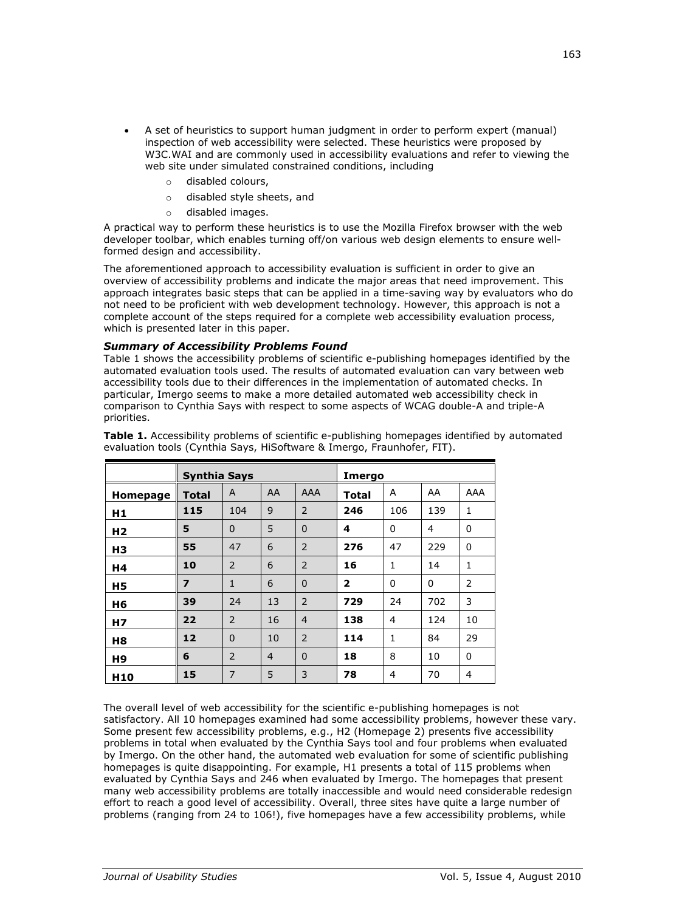- A set of heuristics to support human judgment in order to perform expert (manual) inspection of web accessibility were selected. These heuristics were proposed by W3C.WAI and are commonly used in accessibility evaluations and refer to viewing the web site under simulated constrained conditions, including
    - disabled colours,
    - disabled style sheets, and
    - disabled images.

A practical way to perform these heuristics is to use the Mozilla Firefox browser with the web developer toolbar, which enables turning off/on various web design elements to ensure well-formed design and accessibility.

The aforementioned approach to accessibility evaluation is sufficient in order to give an overview of accessibility problems and indicate the major areas that need improvement. This approach integrates basic steps that can be applied in a time-saving way by evaluators who do not need to be proficient with web development technology. However, this approach is not a complete account of the steps required for a complete web accessibility evaluation process, which is presented later in this paper.

### *Summary of Accessibility Problems Found*

Table 1 shows the accessibility problems of scientific e-publishing homepages identified by the automated evaluation tools used. The results of automated evaluation can vary between web accessibility tools due to their differences in the implementation of automated checks. In particular, Imergo seems to make a more detailed automated web accessibility check in comparison to Cynthia Says with respect to some aspects of WCAG double-A and triple-A priorities.

**Table 1.** Accessibility problems of scientific e-publishing homepages identified by automated evaluation tools (Cynthia Says, HiSoftware & Imergo, Fraunhofer, FIT).

| | **Synthia Says** | | | | **Imergo** | | | |
|---|---|---|---|---|---|---|---|---|
| **Homepage** | **Total** | A | AA | AAA | **Total** | A | AA | AAA |
| **H1** | **115** | 104 | 9 | 2 | **246** | 106 | 139 | 1 |
| **H2** | **5** | 0 | 5 | 0 | **4** | 0 | 4 | 0 |
| **H3** | **55** | 47 | 6 | 2 | **276** | 47 | 229 | 0 |
| **H4** | **10** | 2 | 6 | 2 | **16** | 1 | 14 | 1 |
| **H5** | **7** | 1 | 6 | 0 | **2** | 0 | 0 | 2 |
| **H6** | **39** | 24 | 13 | 2 | **729** | 24 | 702 | 3 |
| **H7** | **22** | 2 | 16 | 4 | **138** | 4 | 124 | 10 |
| **H8** | **12** | 0 | 10 | 2 | **114** | 1 | 84 | 29 |
| **H9** | **6** | 2 | 4 | 0 | **18** | 8 | 10 | 0 |
| **H10** | **15** | 7 | 5 | 3 | **78** | 4 | 70 | 4 |

The overall level of web accessibility for the scientific e-publishing homepages is not satisfactory. All 10 homepages examined had some accessibility problems, however these vary. Some present few accessibility problems, e.g., H2 (Homepage 2) presents five accessibility problems in total when evaluated by the Cynthia Says tool and four problems when evaluated by Imergo. On the other hand, the automated web evaluation for some of scientific publishing homepages is quite disappointing. For example, H1 presents a total of 115 problems when evaluated by Cynthia Says and 246 when evaluated by Imergo. The homepages that present many web accessibility problems are totally inaccessible and would need considerable redesign effort to reach a good level of accessibility. Overall, three sites have quite a large number of problems (ranging from 24 to 106!), five homepages have a few accessibility problems, while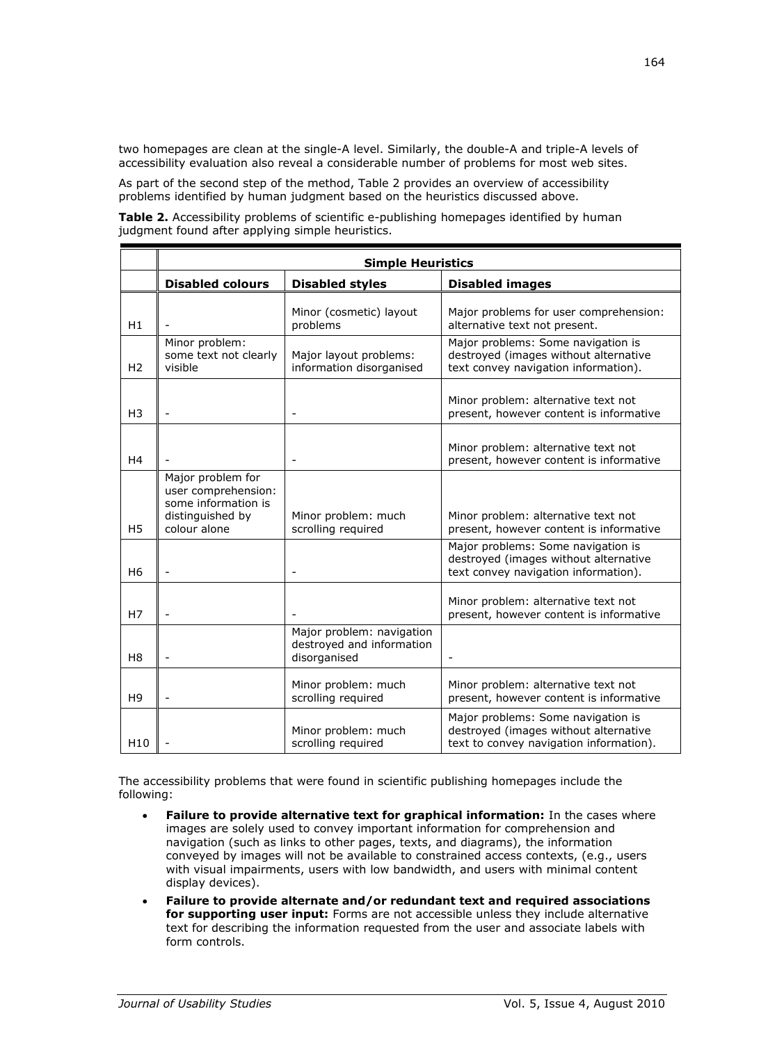two homepages are clean at the single-A level. Similarly, the double-A and triple-A levels of accessibility evaluation also reveal a considerable number of problems for most web sites.

As part of the second step of the method, Table 2 provides an overview of accessibility problems identified by human judgment based on the heuristics discussed above.

**Table 2.** Accessibility problems of scientific e-publishing homepages identified by human judgment found after applying simple heuristics.

| | **Simple Heuristics** | | |
|---|---|---|---|
| | **Disabled colours** | **Disabled styles** | **Disabled images** |
| H1 | - | Minor (cosmetic) layout problems | Major problems for user comprehension: alternative text not present. |
| H2 | Minor problem: some text not clearly visible | Major layout problems: information disorganised | Major problems: Some navigation is destroyed (images without alternative text convey navigation information). |
| H3 | - | - | Minor problem: alternative text not present, however content is informative |
| H4 | - | - | Minor problem: alternative text not present, however content is informative |
| H5 | Major problem for user comprehension: some information is distinguished by colour alone | Minor problem: much scrolling required | Minor problem: alternative text not present, however content is informative |
| H6 | - | - | Major problems: Some navigation is destroyed (images without alternative text convey navigation information). |
| H7 | - | - | Minor problem: alternative text not present, however content is informative |
| H8 | - | Major problem: navigation destroyed and information disorganised | - |
| H9 | - | Minor problem: much scrolling required | Minor problem: alternative text not present, however content is informative |
| H10 | - | Minor problem: much scrolling required | Major problems: Some navigation is destroyed (images without alternative text to convey navigation information). |

The accessibility problems that were found in scientific publishing homepages include the following:

- **Failure to provide alternative text for graphical information:** In the cases where images are solely used to convey important information for comprehension and navigation (such as links to other pages, texts, and diagrams), the information conveyed by images will not be available to constrained access contexts, (e.g., users with visual impairments, users with low bandwidth, and users with minimal content display devices).
- **Failure to provide alternate and/or redundant text and required associations for supporting user input:** Forms are not accessible unless they include alternative text for describing the information requested from the user and associate labels with form controls.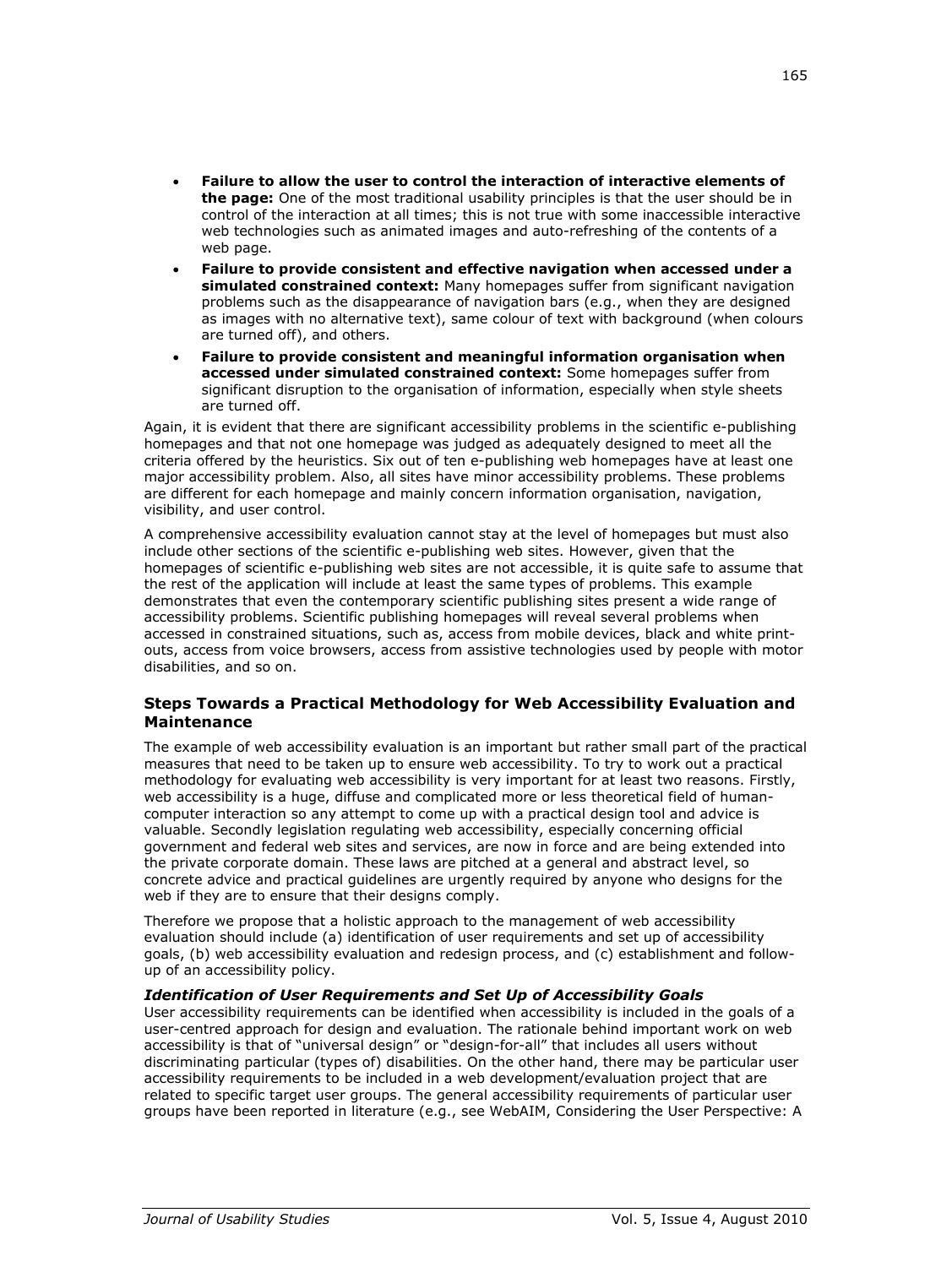- **Failure to allow the user to control the interaction of interactive elements of the page:** One of the most traditional usability principles is that the user should be in control of the interaction at all times; this is not true with some inaccessible interactive web technologies such as animated images and auto-refreshing of the contents of a web page.
- **Failure to provide consistent and effective navigation when accessed under a simulated constrained context:** Many homepages suffer from significant navigation problems such as the disappearance of navigation bars (e.g., when they are designed as images with no alternative text), same colour of text with background (when colours are turned off), and others.
- **Failure to provide consistent and meaningful information organisation when accessed under simulated constrained context:** Some homepages suffer from significant disruption to the organisation of information, especially when style sheets are turned off.

Again, it is evident that there are significant accessibility problems in the scientific e-publishing homepages and that not one homepage was judged as adequately designed to meet all the criteria offered by the heuristics. Six out of ten e-publishing web homepages have at least one major accessibility problem. Also, all sites have minor accessibility problems. These problems are different for each homepage and mainly concern information organisation, navigation, visibility, and user control.

A comprehensive accessibility evaluation cannot stay at the level of homepages but must also include other sections of the scientific e-publishing web sites. However, given that the homepages of scientific e-publishing web sites are not accessible, it is quite safe to assume that the rest of the application will include at least the same types of problems. This example demonstrates that even the contemporary scientific publishing sites present a wide range of accessibility problems. Scientific publishing homepages will reveal several problems when accessed in constrained situations, such as, access from mobile devices, black and white print-outs, access from voice browsers, access from assistive technologies used by people with motor disabilities, and so on.

### Steps Towards a Practical Methodology for Web Accessibility Evaluation and Maintenance

The example of web accessibility evaluation is an important but rather small part of the practical measures that need to be taken up to ensure web accessibility. To try to work out a practical methodology for evaluating web accessibility is very important for at least two reasons. Firstly, web accessibility is a huge, diffuse and complicated more or less theoretical field of human-computer interaction so any attempt to come up with a practical design tool and advice is valuable. Secondly legislation regulating web accessibility, especially concerning official government and federal web sites and services, are now in force and are being extended into the private corporate domain. These laws are pitched at a general and abstract level, so concrete advice and practical guidelines are urgently required by anyone who designs for the web if they are to ensure that their designs comply.

Therefore we propose that a holistic approach to the management of web accessibility evaluation should include (a) identification of user requirements and set up of accessibility goals, (b) web accessibility evaluation and redesign process, and (c) establishment and follow-up of an accessibility policy.

#### *Identification of User Requirements and Set Up of Accessibility Goals*

User accessibility requirements can be identified when accessibility is included in the goals of a user-centred approach for design and evaluation. The rationale behind important work on web accessibility is that of "universal design" or "design-for-all" that includes all users without discriminating particular (types of) disabilities. On the other hand, there may be particular user accessibility requirements to be included in a web development/evaluation project that are related to specific target user groups. The general accessibility requirements of particular user groups have been reported in literature (e.g., see WebAIM, Considering the User Perspective: A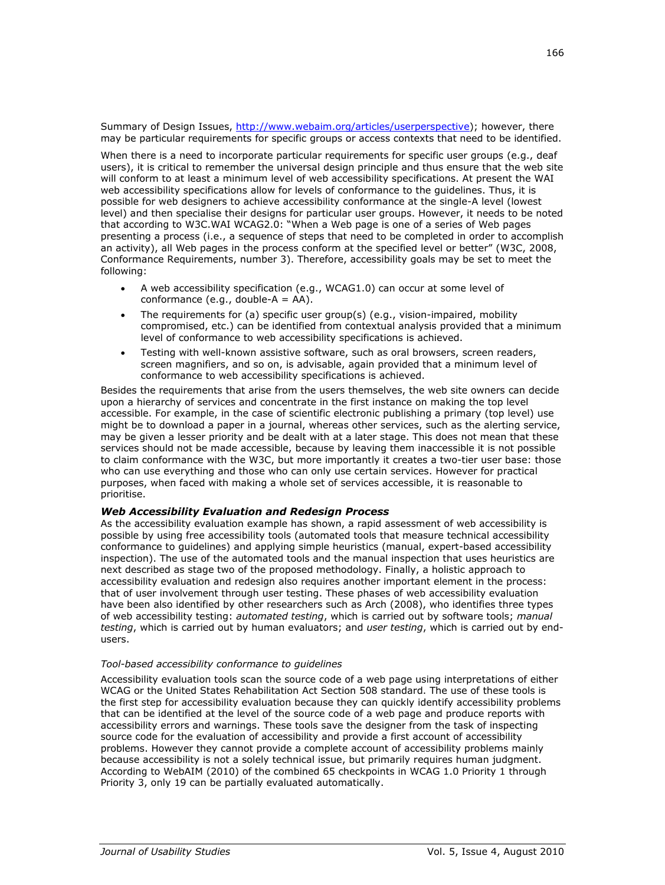Summary of Design Issues, http://www.webaim.org/articles/userperspective); however, there may be particular requirements for specific groups or access contexts that need to be identified.

When there is a need to incorporate particular requirements for specific user groups (e.g., deaf users), it is critical to remember the universal design principle and thus ensure that the web site will conform to at least a minimum level of web accessibility specifications. At present the WAI web accessibility specifications allow for levels of conformance to the guidelines. Thus, it is possible for web designers to achieve accessibility conformance at the single-A level (lowest level) and then specialise their designs for particular user groups. However, it needs to be noted that according to W3C.WAI WCAG2.0: "When a Web page is one of a series of Web pages presenting a process (i.e., a sequence of steps that need to be completed in order to accomplish an activity), all Web pages in the process conform at the specified level or better" (W3C, 2008, Conformance Requirements, number 3). Therefore, accessibility goals may be set to meet the following:

- A web accessibility specification (e.g., WCAG1.0) can occur at some level of conformance (e.g., double-A = AA).
- The requirements for (a) specific user group(s) (e.g., vision-impaired, mobility compromised, etc.) can be identified from contextual analysis provided that a minimum level of conformance to web accessibility specifications is achieved.
- Testing with well-known assistive software, such as oral browsers, screen readers, screen magnifiers, and so on, is advisable, again provided that a minimum level of conformance to web accessibility specifications is achieved.

Besides the requirements that arise from the users themselves, the web site owners can decide upon a hierarchy of services and concentrate in the first instance on making the top level accessible. For example, in the case of scientific electronic publishing a primary (top level) use might be to download a paper in a journal, whereas other services, such as the alerting service, may be given a lesser priority and be dealt with at a later stage. This does not mean that these services should not be made accessible, because by leaving them inaccessible it is not possible to claim conformance with the W3C, but more importantly it creates a two-tier user base: those who can use everything and those who can only use certain services. However for practical purposes, when faced with making a whole set of services accessible, it is reasonable to prioritise.

### ***Web Accessibility Evaluation and Redesign Process***

As the accessibility evaluation example has shown, a rapid assessment of web accessibility is possible by using free accessibility tools (automated tools that measure technical accessibility conformance to guidelines) and applying simple heuristics (manual, expert-based accessibility inspection). The use of the automated tools and the manual inspection that uses heuristics are next described as stage two of the proposed methodology. Finally, a holistic approach to accessibility evaluation and redesign also requires another important element in the process: that of user involvement through user testing. These phases of web accessibility evaluation have been also identified by other researchers such as Arch (2008), who identifies three types of web accessibility testing: *automated testing*, which is carried out by software tools; *manual testing*, which is carried out by human evaluators; and *user testing*, which is carried out by end-users.

#### *Tool-based accessibility conformance to guidelines*

Accessibility evaluation tools scan the source code of a web page using interpretations of either WCAG or the United States Rehabilitation Act Section 508 standard. The use of these tools is the first step for accessibility evaluation because they can quickly identify accessibility problems that can be identified at the level of the source code of a web page and produce reports with accessibility errors and warnings. These tools save the designer from the task of inspecting source code for the evaluation of accessibility and provide a first account of accessibility problems. However they cannot provide a complete account of accessibility problems mainly because accessibility is not a solely technical issue, but primarily requires human judgment. According to WebAIM (2010) of the combined 65 checkpoints in WCAG 1.0 Priority 1 through Priority 3, only 19 can be partially evaluated automatically.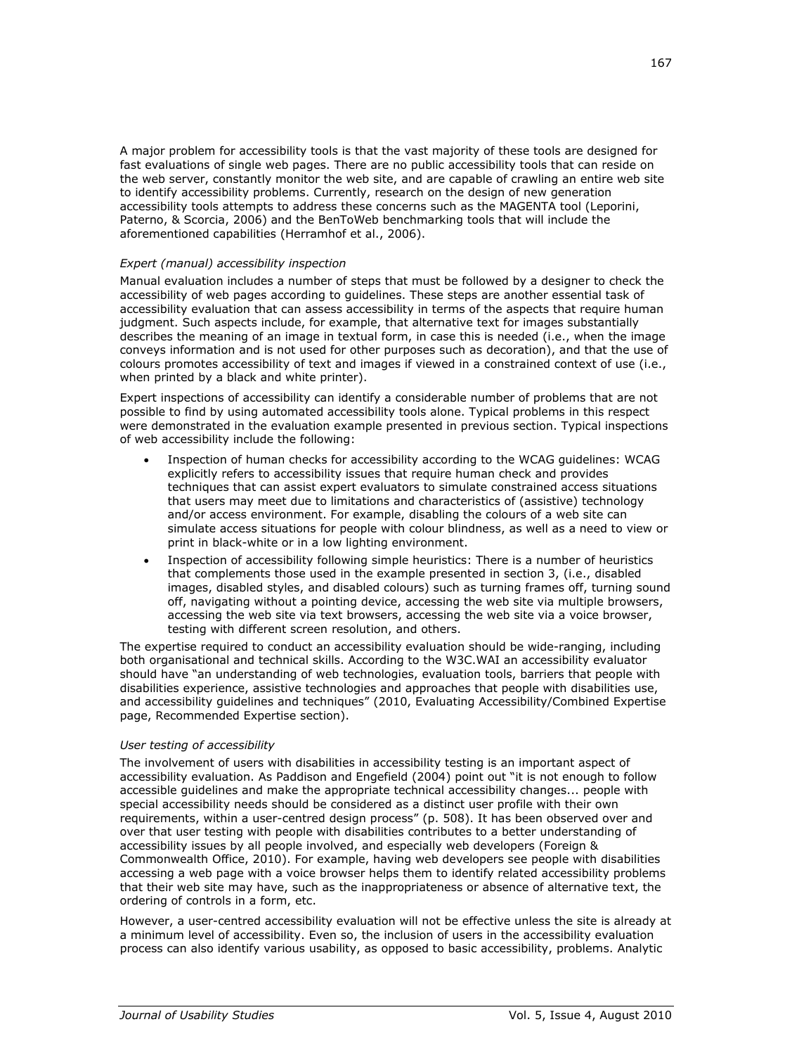A major problem for accessibility tools is that the vast majority of these tools are designed for fast evaluations of single web pages. There are no public accessibility tools that can reside on the web server, constantly monitor the web site, and are capable of crawling an entire web site to identify accessibility problems. Currently, research on the design of new generation accessibility tools attempts to address these concerns such as the MAGENTA tool (Leporini, Paterno, & Scorcia, 2006) and the BenToWeb benchmarking tools that will include the aforementioned capabilities (Herramhof et al., 2006).

*Expert (manual) accessibility inspection*

Manual evaluation includes a number of steps that must be followed by a designer to check the accessibility of web pages according to guidelines. These steps are another essential task of accessibility evaluation that can assess accessibility in terms of the aspects that require human judgment. Such aspects include, for example, that alternative text for images substantially describes the meaning of an image in textual form, in case this is needed (i.e., when the image conveys information and is not used for other purposes such as decoration), and that the use of colours promotes accessibility of text and images if viewed in a constrained context of use (i.e., when printed by a black and white printer).

Expert inspections of accessibility can identify a considerable number of problems that are not possible to find by using automated accessibility tools alone. Typical problems in this respect were demonstrated in the evaluation example presented in previous section. Typical inspections of web accessibility include the following:

- Inspection of human checks for accessibility according to the WCAG guidelines: WCAG explicitly refers to accessibility issues that require human check and provides techniques that can assist expert evaluators to simulate constrained access situations that users may meet due to limitations and characteristics of (assistive) technology and/or access environment. For example, disabling the colours of a web site can simulate access situations for people with colour blindness, as well as a need to view or print in black-white or in a low lighting environment.
- Inspection of accessibility following simple heuristics: There is a number of heuristics that complements those used in the example presented in section 3, (i.e., disabled images, disabled styles, and disabled colours) such as turning frames off, turning sound off, navigating without a pointing device, accessing the web site via multiple browsers, accessing the web site via text browsers, accessing the web site via a voice browser, testing with different screen resolution, and others.

The expertise required to conduct an accessibility evaluation should be wide-ranging, including both organisational and technical skills. According to the W3C.WAI an accessibility evaluator should have "an understanding of web technologies, evaluation tools, barriers that people with disabilities experience, assistive technologies and approaches that people with disabilities use, and accessibility guidelines and techniques" (2010, Evaluating Accessibility/Combined Expertise page, Recommended Expertise section).

*User testing of accessibility*

The involvement of users with disabilities in accessibility testing is an important aspect of accessibility evaluation. As Paddison and Engefield (2004) point out "it is not enough to follow accessible guidelines and make the appropriate technical accessibility changes... people with special accessibility needs should be considered as a distinct user profile with their own requirements, within a user-centred design process" (p. 508). It has been observed over and over that user testing with people with disabilities contributes to a better understanding of accessibility issues by all people involved, and especially web developers (Foreign & Commonwealth Office, 2010). For example, having web developers see people with disabilities accessing a web page with a voice browser helps them to identify related accessibility problems that their web site may have, such as the inappropriateness or absence of alternative text, the ordering of controls in a form, etc.

However, a user-centred accessibility evaluation will not be effective unless the site is already at a minimum level of accessibility. Even so, the inclusion of users in the accessibility evaluation process can also identify various usability, as opposed to basic accessibility, problems. Analytic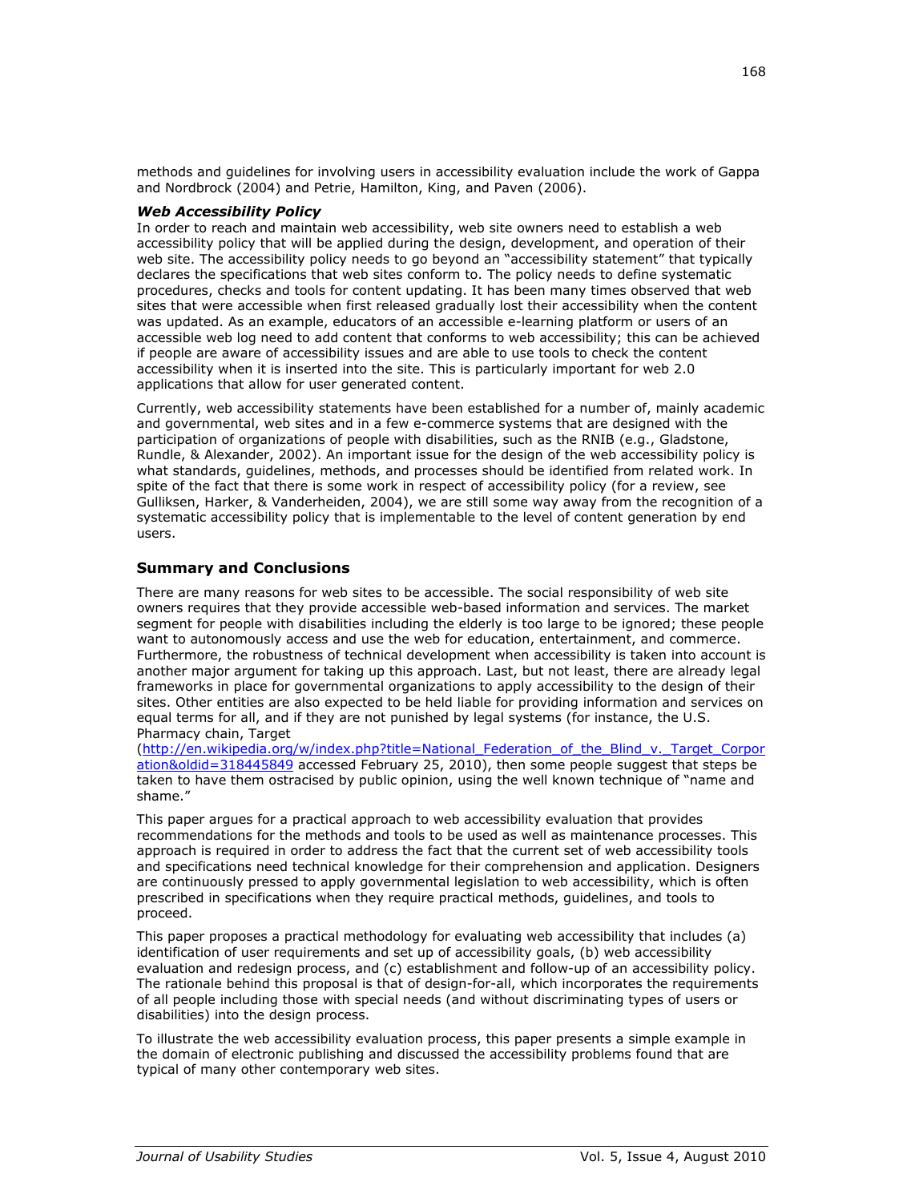methods and guidelines for involving users in accessibility evaluation include the work of Gappa and Nordbrock (2004) and Petrie, Hamilton, King, and Paven (2006).

### *Web Accessibility Policy*

In order to reach and maintain web accessibility, web site owners need to establish a web accessibility policy that will be applied during the design, development, and operation of their web site. The accessibility policy needs to go beyond an "accessibility statement" that typically declares the specifications that web sites conform to. The policy needs to define systematic procedures, checks and tools for content updating. It has been many times observed that web sites that were accessible when first released gradually lost their accessibility when the content was updated. As an example, educators of an accessible e-learning platform or users of an accessible web log need to add content that conforms to web accessibility; this can be achieved if people are aware of accessibility issues and are able to use tools to check the content accessibility when it is inserted into the site. This is particularly important for web 2.0 applications that allow for user generated content.

Currently, web accessibility statements have been established for a number of, mainly academic and governmental, web sites and in a few e-commerce systems that are designed with the participation of organizations of people with disabilities, such as the RNIB (e.g., Gladstone, Rundle, & Alexander, 2002). An important issue for the design of the web accessibility policy is what standards, guidelines, methods, and processes should be identified from related work. In spite of the fact that there is some work in respect of accessibility policy (for a review, see Gulliksen, Harker, & Vanderheiden, 2004), we are still some way away from the recognition of a systematic accessibility policy that is implementable to the level of content generation by end users.

## Summary and Conclusions

There are many reasons for web sites to be accessible. The social responsibility of web site owners requires that they provide accessible web-based information and services. The market segment for people with disabilities including the elderly is too large to be ignored; these people want to autonomously access and use the web for education, entertainment, and commerce. Furthermore, the robustness of technical development when accessibility is taken into account is another major argument for taking up this approach. Last, but not least, there are already legal frameworks in place for governmental organizations to apply accessibility to the design of their sites. Other entities are also expected to be held liable for providing information and services on equal terms for all, and if they are not punished by legal systems (for instance, the U.S. Pharmacy chain, Target (http://en.wikipedia.org/w/index.php?title=National_Federation_of_the_Blind_v._Target_Corporation&oldid=318445849 accessed February 25, 2010), then some people suggest that steps be taken to have them ostracised by public opinion, using the well known technique of "name and shame."

This paper argues for a practical approach to web accessibility evaluation that provides recommendations for the methods and tools to be used as well as maintenance processes. This approach is required in order to address the fact that the current set of web accessibility tools and specifications need technical knowledge for their comprehension and application. Designers are continuously pressed to apply governmental legislation to web accessibility, which is often prescribed in specifications when they require practical methods, guidelines, and tools to proceed.

This paper proposes a practical methodology for evaluating web accessibility that includes (a) identification of user requirements and set up of accessibility goals, (b) web accessibility evaluation and redesign process, and (c) establishment and follow-up of an accessibility policy. The rationale behind this proposal is that of design-for-all, which incorporates the requirements of all people including those with special needs (and without discriminating types of users or disabilities) into the design process.

To illustrate the web accessibility evaluation process, this paper presents a simple example in the domain of electronic publishing and discussed the accessibility problems found that are typical of many other contemporary web sites.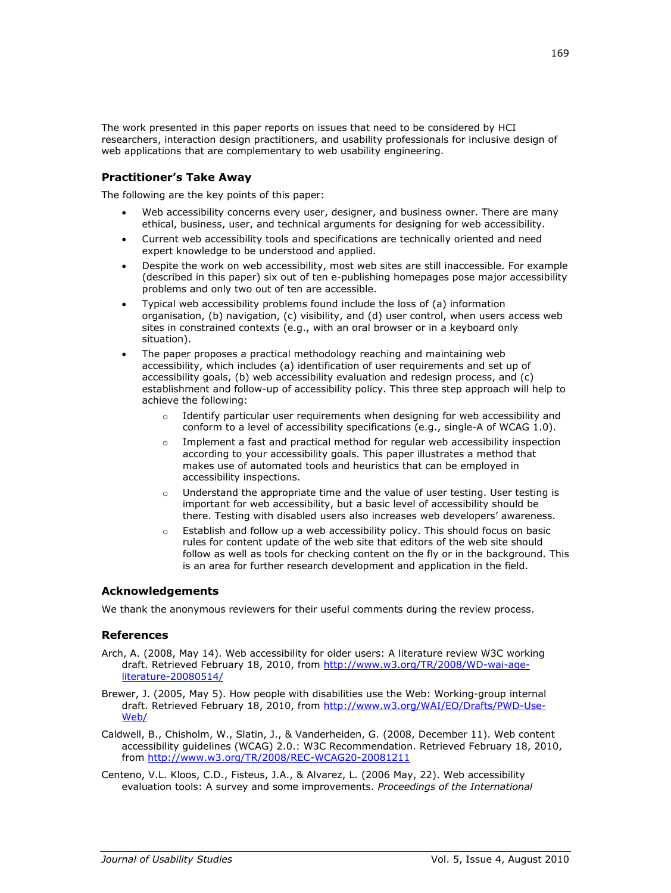The work presented in this paper reports on issues that need to be considered by HCI researchers, interaction design practitioners, and usability professionals for inclusive design of web applications that are complementary to web usability engineering.

### Practitioner's Take Away

The following are the key points of this paper:

- Web accessibility concerns every user, designer, and business owner. There are many ethical, business, user, and technical arguments for designing for web accessibility.
- Current web accessibility tools and specifications are technically oriented and need expert knowledge to be understood and applied.
- Despite the work on web accessibility, most web sites are still inaccessible. For example (described in this paper) six out of ten e-publishing homepages pose major accessibility problems and only two out of ten are accessible.
- Typical web accessibility problems found include the loss of (a) information organisation, (b) navigation, (c) visibility, and (d) user control, when users access web sites in constrained contexts (e.g., with an oral browser or in a keyboard only situation).
- The paper proposes a practical methodology reaching and maintaining web accessibility, which includes (a) identification of user requirements and set up of accessibility goals, (b) web accessibility evaluation and redesign process, and (c) establishment and follow-up of accessibility policy. This three step approach will help to achieve the following:
    - Identify particular user requirements when designing for web accessibility and conform to a level of accessibility specifications (e.g., single-A of WCAG 1.0).
    - Implement a fast and practical method for regular web accessibility inspection according to your accessibility goals. This paper illustrates a method that makes use of automated tools and heuristics that can be employed in accessibility inspections.
    - Understand the appropriate time and the value of user testing. User testing is important for web accessibility, but a basic level of accessibility should be there. Testing with disabled users also increases web developers' awareness.
    - Establish and follow up a web accessibility policy. This should focus on basic rules for content update of the web site that editors of the web site should follow as well as tools for checking content on the fly or in the background. This is an area for further research development and application in the field.

### Acknowledgements

We thank the anonymous reviewers for their useful comments during the review process.

### References

Arch, A. (2008, May 14). Web accessibility for older users: A literature review W3C working draft. Retrieved February 18, 2010, from http://www.w3.org/TR/2008/WD-wai-age-literature-20080514/

Brewer, J. (2005, May 5). How people with disabilities use the Web: Working-group internal draft. Retrieved February 18, 2010, from http://www.w3.org/WAI/EO/Drafts/PWD-Use-Web/

Caldwell, B., Chisholm, W., Slatin, J., & Vanderheiden, G. (2008, December 11). Web content accessibility guidelines (WCAG) 2.0.: W3C Recommendation. Retrieved February 18, 2010, from http://www.w3.org/TR/2008/REC-WCAG20-20081211

Centeno, V.L. Kloos, C.D., Fisteus, J.A., & Alvarez, L. (2006 May, 22). Web accessibility evaluation tools: A survey and some improvements. *Proceedings of the International*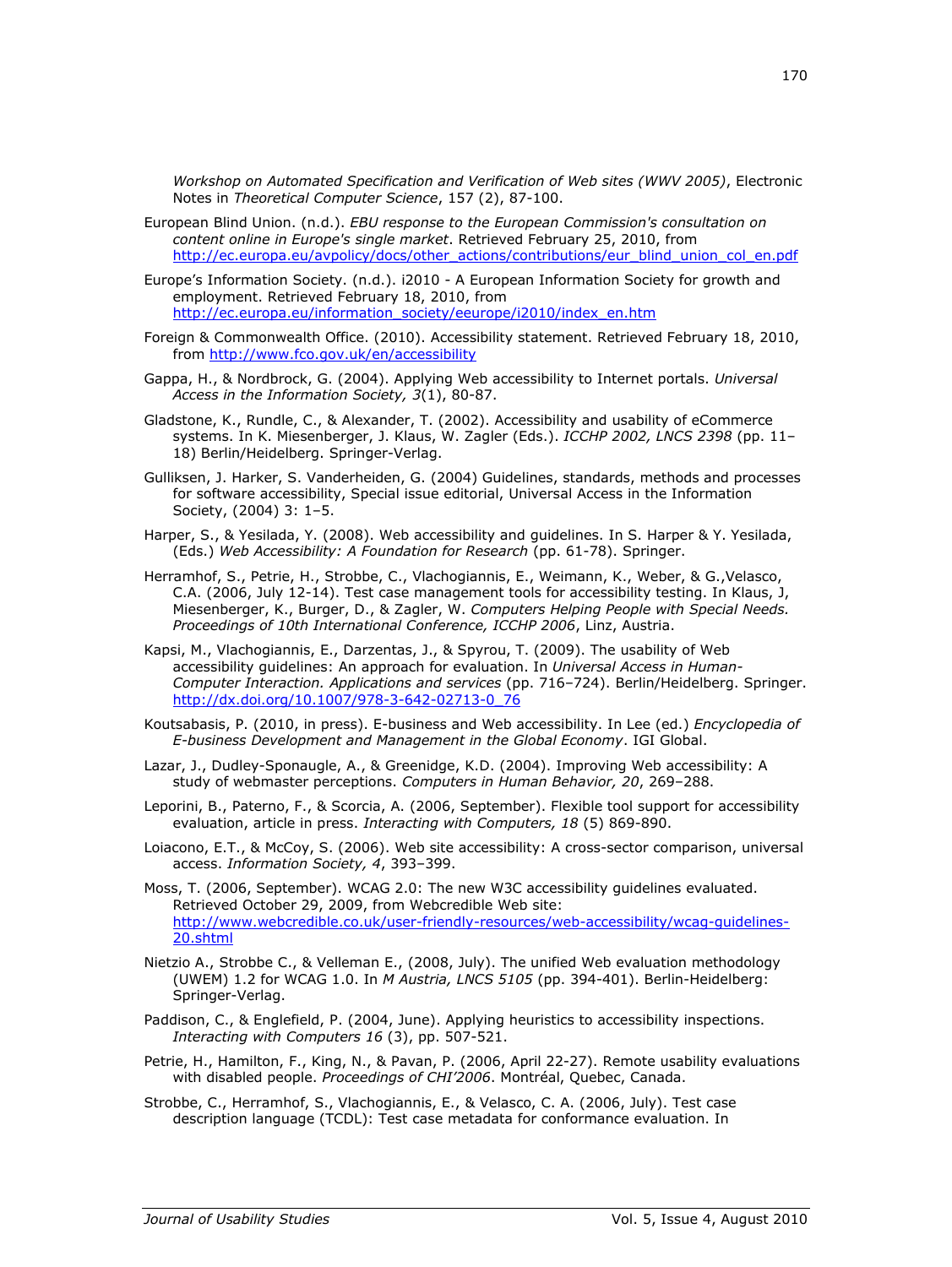*Workshop on Automated Specification and Verification of Web sites (WWV 2005)*, Electronic Notes in *Theoretical Computer Science*, 157 (2), 87-100.

European Blind Union. (n.d.). *EBU response to the European Commission's consultation on content online in Europe's single market*. Retrieved February 25, 2010, from http://ec.europa.eu/avpolicy/docs/other_actions/contributions/eur_blind_union_col_en.pdf

Europe's Information Society. (n.d.). i2010 - A European Information Society for growth and employment. Retrieved February 18, 2010, from http://ec.europa.eu/information_society/eeurope/i2010/index_en.htm

Foreign & Commonwealth Office. (2010). Accessibility statement. Retrieved February 18, 2010, from http://www.fco.gov.uk/en/accessibility

Gappa, H., & Nordbrock, G. (2004). Applying Web accessibility to Internet portals. *Universal Access in the Information Society, 3*(1), 80-87.

Gladstone, K., Rundle, C., & Alexander, T. (2002). Accessibility and usability of eCommerce systems. In K. Miesenberger, J. Klaus, W. Zagler (Eds.). *ICCHP 2002, LNCS 2398* (pp. 11–18) Berlin/Heidelberg. Springer-Verlag.

Gulliksen, J. Harker, S. Vanderheiden, G. (2004) Guidelines, standards, methods and processes for software accessibility, Special issue editorial, Universal Access in the Information Society, (2004) 3: 1–5.

Harper, S., & Yesilada, Y. (2008). Web accessibility and guidelines. In S. Harper & Y. Yesilada, (Eds.) *Web Accessibility: A Foundation for Research* (pp. 61-78). Springer.

Herramhof, S., Petrie, H., Strobbe, C., Vlachogiannis, E., Weimann, K., Weber, & G.,Velasco, C.A. (2006, July 12-14). Test case management tools for accessibility testing. In Klaus, J, Miesenberger, K., Burger, D., & Zagler, W. *Computers Helping People with Special Needs. Proceedings of 10th International Conference, ICCHP 2006*, Linz, Austria.

Kapsi, M., Vlachogiannis, E., Darzentas, J., & Spyrou, T. (2009). The usability of Web accessibility guidelines: An approach for evaluation. In *Universal Access in Human-Computer Interaction. Applications and services* (pp. 716–724). Berlin/Heidelberg. Springer. http://dx.doi.org/10.1007/978-3-642-02713-0_76

Koutsabasis, P. (2010, in press). E-business and Web accessibility. In Lee (ed.) *Encyclopedia of E-business Development and Management in the Global Economy*. IGI Global.

Lazar, J., Dudley-Sponaugle, A., & Greenidge, K.D. (2004). Improving Web accessibility: A study of webmaster perceptions. *Computers in Human Behavior, 20*, 269–288.

Leporini, B., Paterno, F., & Scorcia, A. (2006, September). Flexible tool support for accessibility evaluation, article in press. *Interacting with Computers, 18* (5) 869-890.

Loiacono, E.T., & McCoy, S. (2006). Web site accessibility: A cross-sector comparison, universal access. *Information Society, 4*, 393–399.

Moss, T. (2006, September). WCAG 2.0: The new W3C accessibility guidelines evaluated. Retrieved October 29, 2009, from Webcredible Web site: http://www.webcredible.co.uk/user-friendly-resources/web-accessibility/wcag-guidelines-20.shtml

Nietzio A., Strobbe C., & Velleman E., (2008, July). The unified Web evaluation methodology (UWEM) 1.2 for WCAG 1.0. In *M Austria, LNCS 5105* (pp. 394-401). Berlin-Heidelberg: Springer-Verlag.

Paddison, C., & Englefield, P. (2004, June). Applying heuristics to accessibility inspections. *Interacting with Computers 16* (3), pp. 507-521.

Petrie, H., Hamilton, F., King, N., & Pavan, P. (2006, April 22-27). Remote usability evaluations with disabled people. *Proceedings of CHI'2006*. Montréal, Quebec, Canada.

Strobbe, C., Herramhof, S., Vlachogiannis, E., & Velasco, C. A. (2006, July). Test case description language (TCDL): Test case metadata for conformance evaluation. In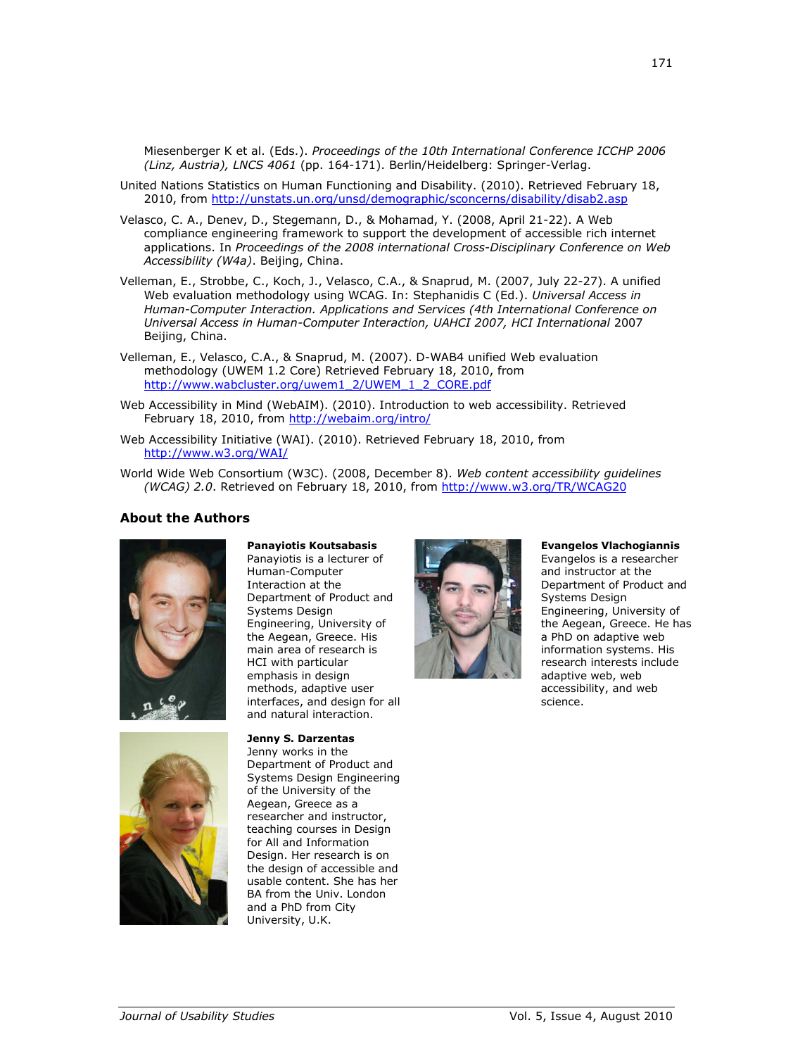Miesenberger K et al. (Eds.). *Proceedings of the 10th International Conference ICCHP 2006 (Linz, Austria), LNCS 4061* (pp. 164-171). Berlin/Heidelberg: Springer-Verlag.

United Nations Statistics on Human Functioning and Disability. (2010). Retrieved February 18, 2010, from http://unstats.un.org/unsd/demographic/sconcerns/disability/disab2.asp

Velasco, C. A., Denev, D., Stegemann, D., & Mohamad, Y. (2008, April 21-22). A Web compliance engineering framework to support the development of accessible rich internet applications. In *Proceedings of the 2008 international Cross-Disciplinary Conference on Web Accessibility (W4a)*. Beijing, China.

Velleman, E., Strobbe, C., Koch, J., Velasco, C.A., & Snaprud, M. (2007, July 22-27). A unified Web evaluation methodology using WCAG. In: Stephanidis C (Ed.). *Universal Access in Human-Computer Interaction. Applications and Services (4th International Conference on Universal Access in Human-Computer Interaction, UAHCI 2007, HCI International* 2007 Beijing, China.

Velleman, E., Velasco, C.A., & Snaprud, M. (2007). D-WAB4 unified Web evaluation methodology (UWEM 1.2 Core) Retrieved February 18, 2010, from http://www.wabcluster.org/uwem1_2/UWEM_1_2_CORE.pdf

Web Accessibility in Mind (WebAIM). (2010). Introduction to web accessibility. Retrieved February 18, 2010, from http://webaim.org/intro/

Web Accessibility Initiative (WAI). (2010). Retrieved February 18, 2010, from http://www.w3.org/WAI/

World Wide Web Consortium (W3C). (2008, December 8). *Web content accessibility guidelines (WCAG) 2.0*. Retrieved on February 18, 2010, from http://www.w3.org/TR/WCAG20

## About the Authors

**Panayiotis Koutsabasis**
Panayiotis is a lecturer of Human-Computer Interaction at the Department of Product and Systems Design Engineering, University of the Aegean, Greece. His main area of research is HCI with particular emphasis in design methods, adaptive user interfaces, and design for all and natural interaction.

**Evangelos Vlachogiannis**
Evangelos is a researcher and instructor at the Department of Product and Systems Design Engineering, University of the Aegean, Greece. He has a PhD on adaptive web information systems. His research interests include adaptive web, web accessibility, and web science.

**Jenny S. Darzentas**
Jenny works in the Department of Product and Systems Design Engineering of the University of the Aegean, Greece as a researcher and instructor, teaching courses in Design for All and Information Design. Her research is on the design of accessible and usable content. She has her BA from the Univ. London and a PhD from City University, U.K.